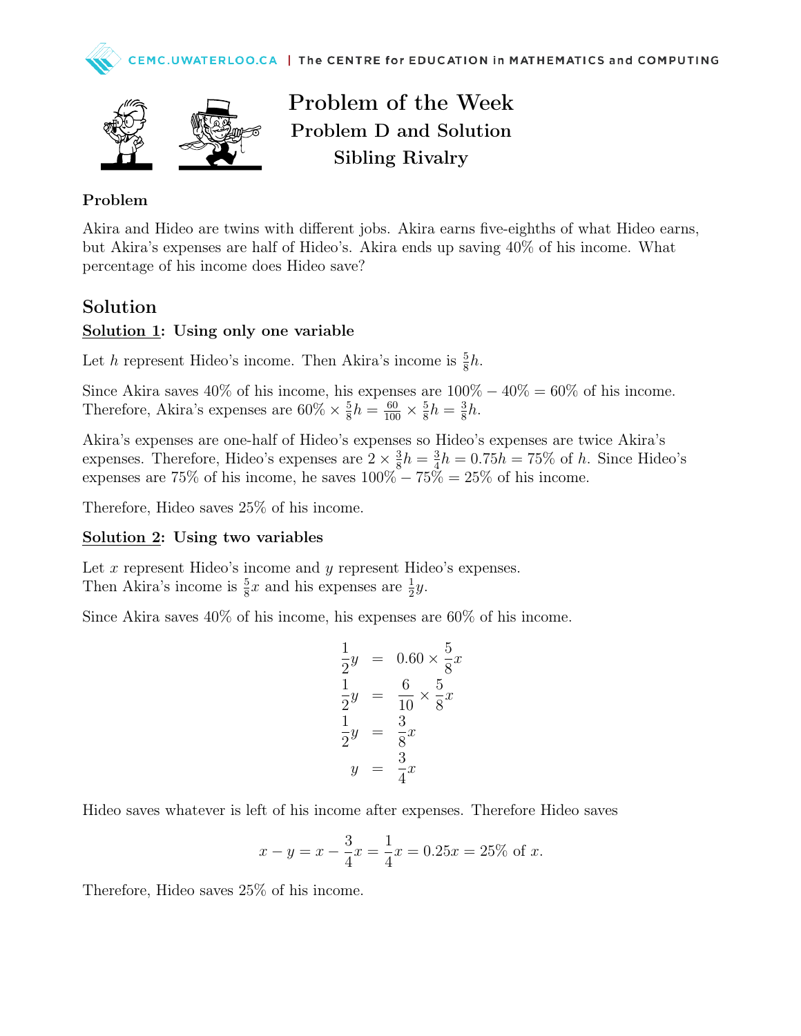# Problem of the Week

## Problem D and Solution

## Sibling Rivalry

**Problem**

Akira and Hideo are twins with different jobs. Akira earns five-eighths of what Hideo earns, but Akira's expenses are half of Hideo's. Akira ends up saving 40% of his income. What percentage of his income does Hideo save?

## Solution

**Solution 1: Using only one variable**

Let $h$ represent Hideo's income. Then Akira's income is $\frac{5}{8}h$.

Since Akira saves 40% of his income, his expenses are $100\% - 40\% = 60\%$ of his income. Therefore, Akira's expenses are $60\% \times \frac{5}{8}h = \frac{60}{100} \times \frac{5}{8}h = \frac{3}{8}h$.

Akira's expenses are one-half of Hideo's expenses so Hideo's expenses are twice Akira's expenses. Therefore, Hideo's expenses are $2 \times \frac{3}{8}h = \frac{3}{4}h = 0.75h = 75\%$ of $h$. Since Hideo's expenses are 75% of his income, he saves $100\% - 75\% = 25\%$ of his income.

Therefore, Hideo saves 25% of his income.

**Solution 2: Using two variables**

Let $x$ represent Hideo's income and $y$ represent Hideo's expenses.
Then Akira's income is $\frac{5}{8}x$ and his expenses are $\frac{1}{2}y$.

Since Akira saves 40% of his income, his expenses are 60% of his income.

$$
\begin{aligned}
\frac{1}{2}y &= 0.60 \times \frac{5}{8}x \\
\frac{1}{2}y &= \frac{6}{10} \times \frac{5}{8}x \\
\frac{1}{2}y &= \frac{3}{8}x \\
y &= \frac{3}{4}x
\end{aligned}
$$

Hideo saves whatever is left of his income after expenses. Therefore Hideo saves

$$x - y = x - \frac{3}{4}x = \frac{1}{4}x = 0.25x = 25\% \text{ of } x.$$

Therefore, Hideo saves 25% of his income.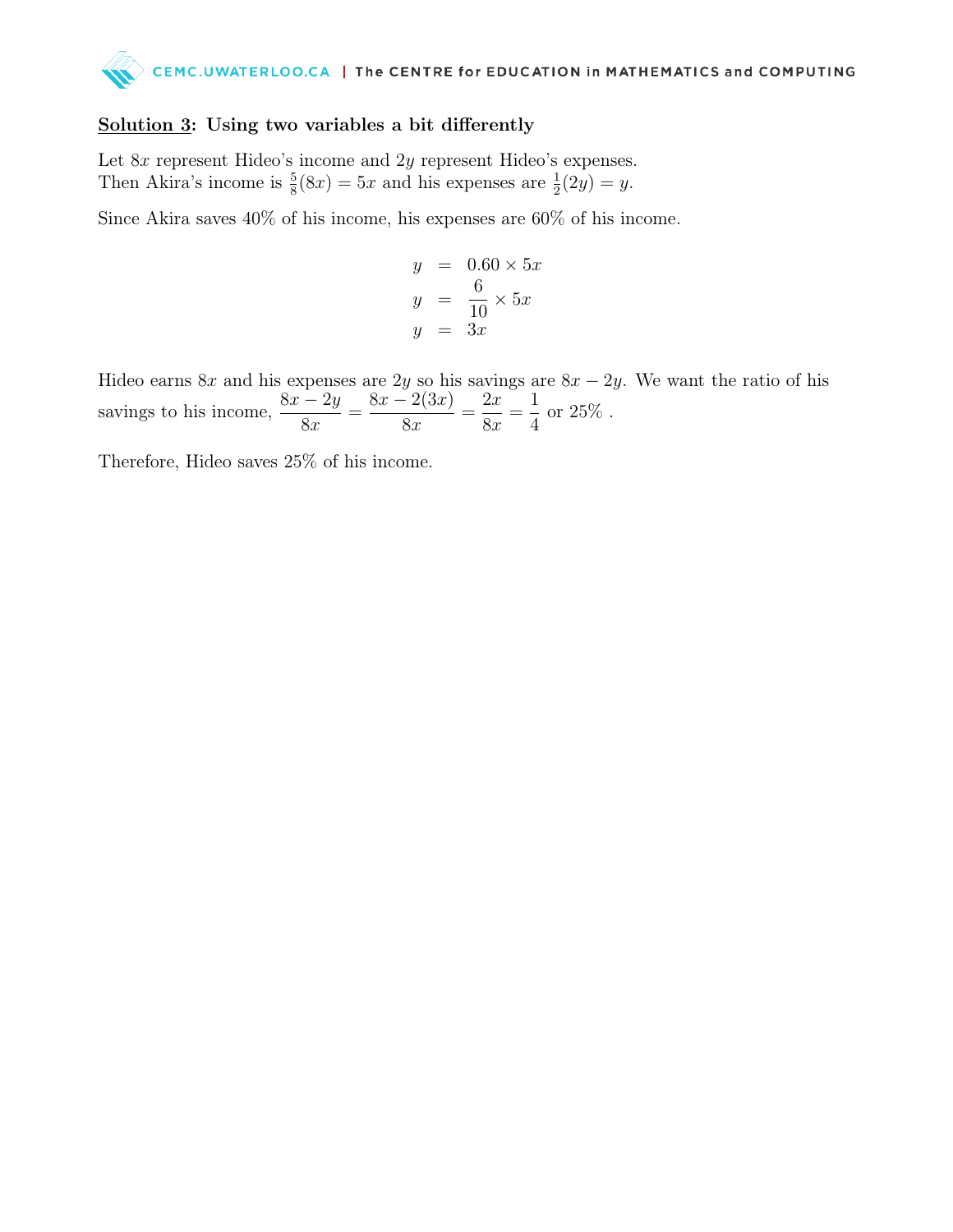**Solution 3: Using two variables a bit differently**

Let $8x$ represent Hideo's income and $2y$ represent Hideo's expenses.
Then Akira's income is $\frac{5}{8}(8x) = 5x$ and his expenses are $\frac{1}{2}(2y) = y$.

Since Akira saves 40% of his income, his expenses are 60% of his income.

$$
\begin{aligned}
y &= 0.60 \times 5x \\
y &= \frac{6}{10} \times 5x \\
y &= 3x
\end{aligned}
$$

Hideo earns $8x$ and his expenses are $2y$ so his savings are $8x - 2y$. We want the ratio of his savings to his income, $\dfrac{8x - 2y}{8x} = \dfrac{8x - 2(3x)}{8x} = \dfrac{2x}{8x} = \dfrac{1}{4}$ or 25% .

Therefore, Hideo saves 25% of his income.